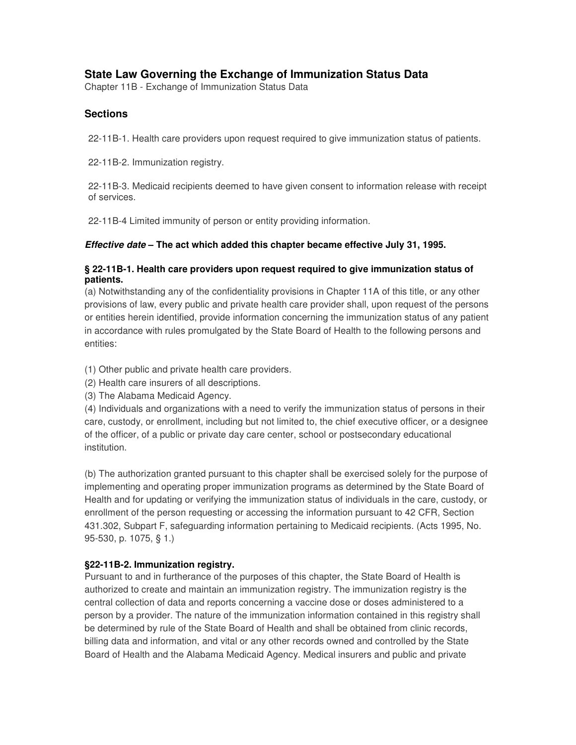## State Law Governing the Exchange of Immunization Status Data

Chapter 11B - Exchange of Immunization Status Data

### Sections

22-11B-1. Health care providers upon request required to give immunization status of patients.

22-11B-2. Immunization registry.

22-11B-3. Medicaid recipients deemed to have given consent to information release with receipt of services.

22-11B-4 Limited immunity of person or entity providing information.

***Effective date* – The act which added this chapter became effective July 31, 1995.**

**§ 22-11B-1. Health care providers upon request required to give immunization status of patients.**

(a) Notwithstanding any of the confidentiality provisions in Chapter 11A of this title, or any other provisions of law, every public and private health care provider shall, upon request of the persons or entities herein identified, provide information concerning the immunization status of any patient in accordance with rules promulgated by the State Board of Health to the following persons and entities:

(1) Other public and private health care providers.
(2) Health care insurers of all descriptions.
(3) The Alabama Medicaid Agency.
(4) Individuals and organizations with a need to verify the immunization status of persons in their care, custody, or enrollment, including but not limited to, the chief executive officer, or a designee of the officer, of a public or private day care center, school or postsecondary educational institution.

(b) The authorization granted pursuant to this chapter shall be exercised solely for the purpose of implementing and operating proper immunization programs as determined by the State Board of Health and for updating or verifying the immunization status of individuals in the care, custody, or enrollment of the person requesting or accessing the information pursuant to 42 CFR, Section 431.302, Subpart F, safeguarding information pertaining to Medicaid recipients. (Acts 1995, No. 95-530, p. 1075, § 1.)

**§22-11B-2. Immunization registry.**

Pursuant to and in furtherance of the purposes of this chapter, the State Board of Health is authorized to create and maintain an immunization registry. The immunization registry is the central collection of data and reports concerning a vaccine dose or doses administered to a person by a provider. The nature of the immunization information contained in this registry shall be determined by rule of the State Board of Health and shall be obtained from clinic records, billing data and information, and vital or any other records owned and controlled by the State Board of Health and the Alabama Medicaid Agency. Medical insurers and public and private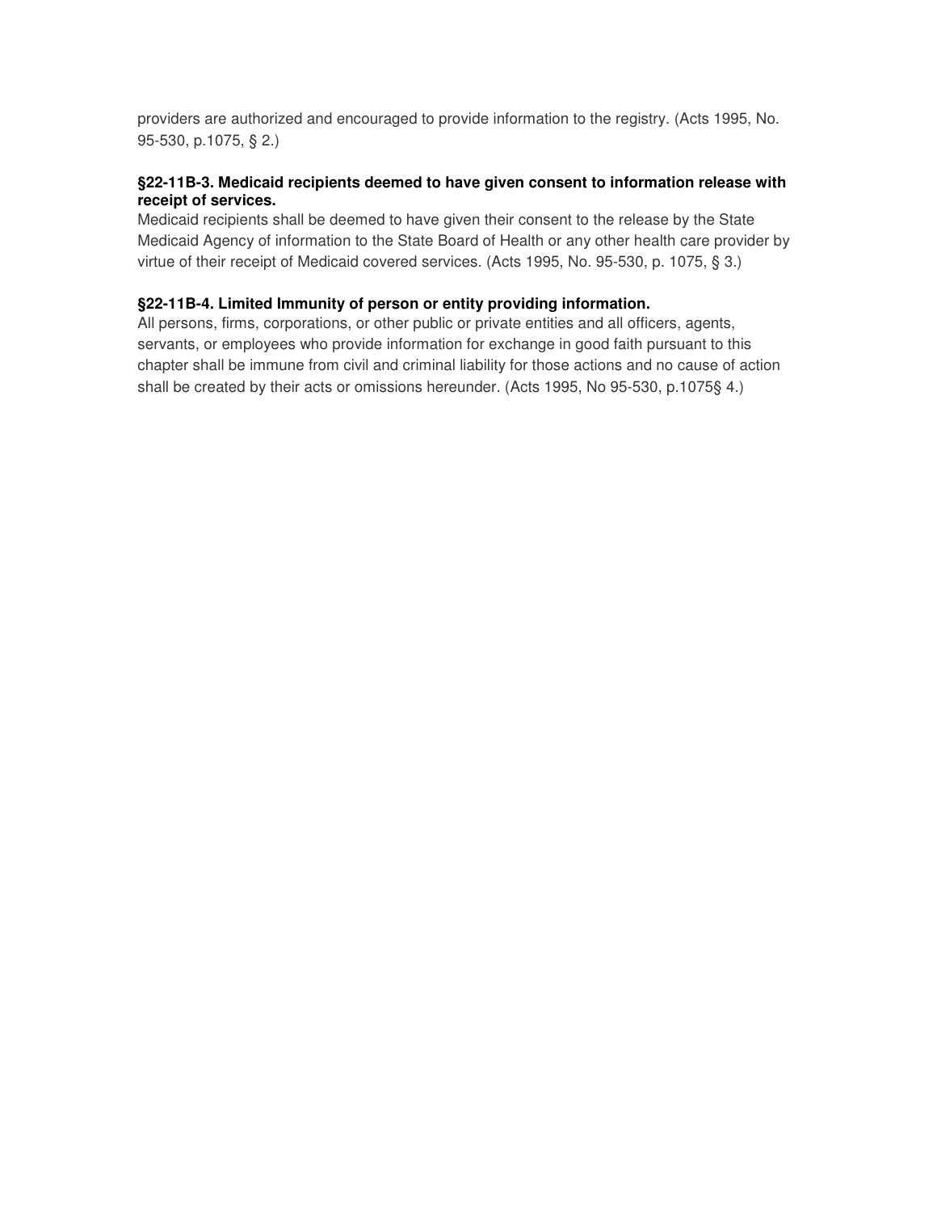providers are authorized and encouraged to provide information to the registry. (Acts 1995, No. 95-530, p.1075, § 2.)

**§22-11B-3. Medicaid recipients deemed to have given consent to information release with receipt of services.**

Medicaid recipients shall be deemed to have given their consent to the release by the State Medicaid Agency of information to the State Board of Health or any other health care provider by virtue of their receipt of Medicaid covered services. (Acts 1995, No. 95-530, p. 1075, § 3.)

**§22-11B-4. Limited Immunity of person or entity providing information.**

All persons, firms, corporations, or other public or private entities and all officers, agents, servants, or employees who provide information for exchange in good faith pursuant to this chapter shall be immune from civil and criminal liability for those actions and no cause of action shall be created by their acts or omissions hereunder. (Acts 1995, No 95-530, p.1075§ 4.)